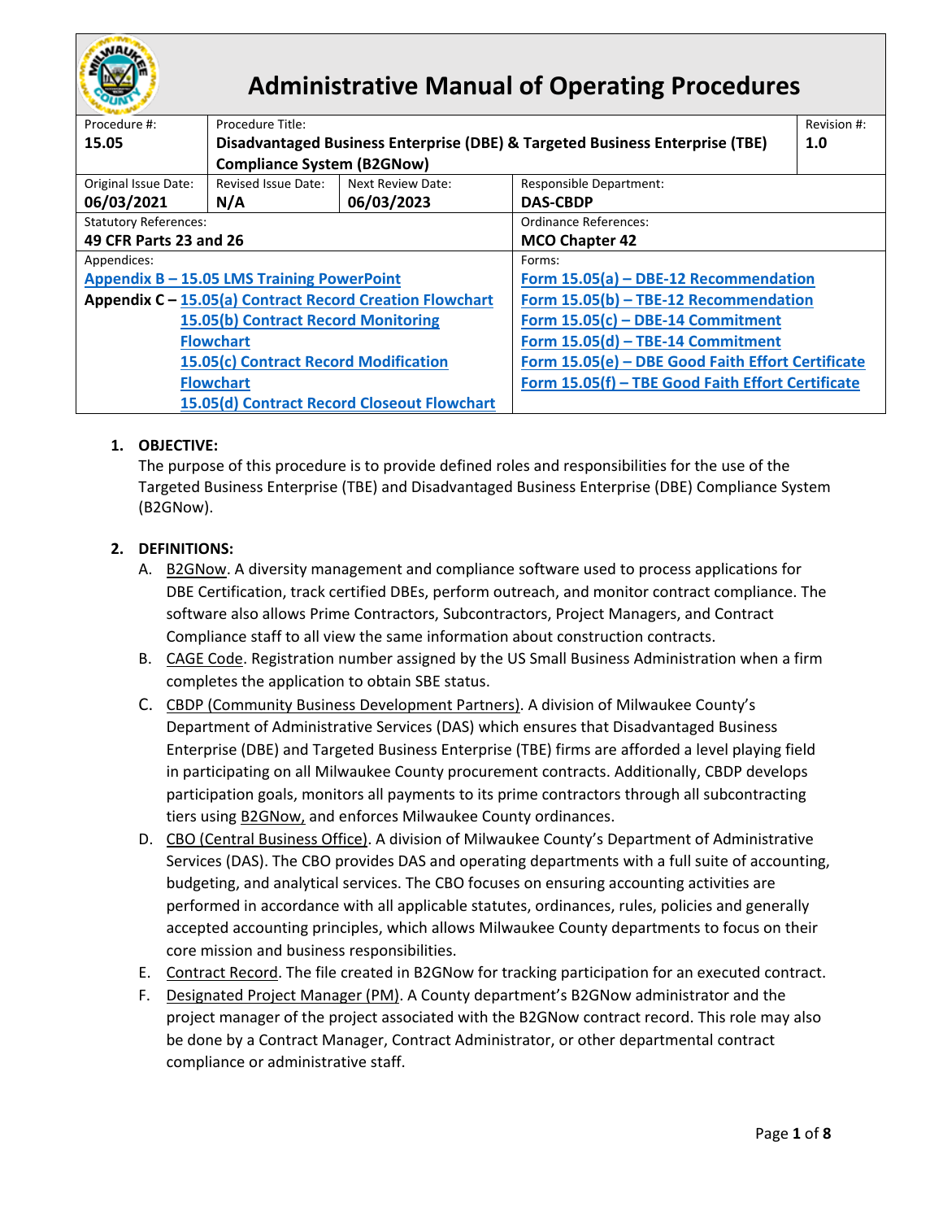# Administrative Manual of Operating Procedures

| Procedure #: | Procedure Title: | | | Revision #: |
|---|---|---|---|---|
| **15.05** | **Disadvantaged Business Enterprise (DBE) & Targeted Business Enterprise (TBE) Compliance System (B2GNow)** | | | **1.0** |
| Original Issue Date: **06/03/2021** | Revised Issue Date: **N/A** | Next Review Date: **06/03/2023** | Responsible Department: **DAS-CBDP** | |
| Statutory References: **49 CFR Parts 23 and 26** | | | Ordinance References: **MCO Chapter 42** | |
| Appendices: **Appendix B – 15.05 LMS Training PowerPoint**; **Appendix C – 15.05(a) Contract Record Creation Flowchart**; **15.05(b) Contract Record Monitoring Flowchart**; **15.05(c) Contract Record Modification Flowchart**; **15.05(d) Contract Record Closeout Flowchart** | | | Forms: **Form 15.05(a) – DBE-12 Recommendation**; **Form 15.05(b) – TBE-12 Recommendation**; **Form 15.05(c) – DBE-14 Commitment**; **Form 15.05(d) – TBE-14 Commitment**; **Form 15.05(e) – DBE Good Faith Effort Certificate**; **Form 15.05(f) – TBE Good Faith Effort Certificate** | |

1. **OBJECTIVE:**
   The purpose of this procedure is to provide defined roles and responsibilities for the use of the Targeted Business Enterprise (TBE) and Disadvantaged Business Enterprise (DBE) Compliance System (B2GNow).

2. **DEFINITIONS:**
   A. B2GNow. A diversity management and compliance software used to process applications for DBE Certification, track certified DBEs, perform outreach, and monitor contract compliance. The software also allows Prime Contractors, Subcontractors, Project Managers, and Contract Compliance staff to all view the same information about construction contracts.
   B. CAGE Code. Registration number assigned by the US Small Business Administration when a firm completes the application to obtain SBE status.
   C. CBDP (Community Business Development Partners). A division of Milwaukee County's Department of Administrative Services (DAS) which ensures that Disadvantaged Business Enterprise (DBE) and Targeted Business Enterprise (TBE) firms are afforded a level playing field in participating on all Milwaukee County procurement contracts. Additionally, CBDP develops participation goals, monitors all payments to its prime contractors through all subcontracting tiers using B2GNow, and enforces Milwaukee County ordinances.
   D. CBO (Central Business Office). A division of Milwaukee County's Department of Administrative Services (DAS). The CBO provides DAS and operating departments with a full suite of accounting, budgeting, and analytical services. The CBO focuses on ensuring accounting activities are performed in accordance with all applicable statutes, ordinances, rules, policies and generally accepted accounting principles, which allows Milwaukee County departments to focus on their core mission and business responsibilities.
   E. Contract Record. The file created in B2GNow for tracking participation for an executed contract.
   F. Designated Project Manager (PM). A County department's B2GNow administrator and the project manager of the project associated with the B2GNow contract record. This role may also be done by a Contract Manager, Contract Administrator, or other departmental contract compliance or administrative staff.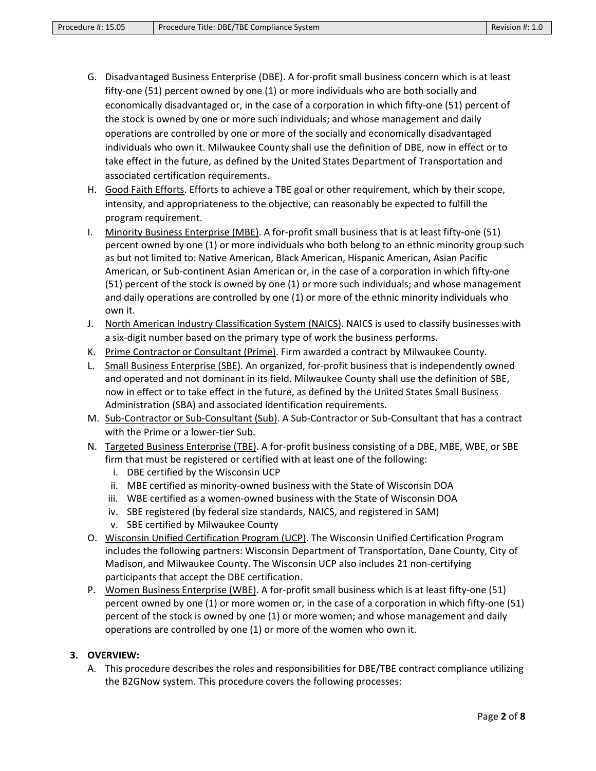G. <u>Disadvantaged Business Enterprise (DBE)</u>. A for-profit small business concern which is at least fifty-one (51) percent owned by one (1) or more individuals who are both socially and economically disadvantaged or, in the case of a corporation in which fifty-one (51) percent of the stock is owned by one or more such individuals; and whose management and daily operations are controlled by one or more of the socially and economically disadvantaged individuals who own it. Milwaukee County shall use the definition of DBE, now in effect or to take effect in the future, as defined by the United States Department of Transportation and associated certification requirements.

H. <u>Good Faith Efforts</u>. Efforts to achieve a TBE goal or other requirement, which by their scope, intensity, and appropriateness to the objective, can reasonably be expected to fulfill the program requirement.

I. <u>Minority Business Enterprise (MBE)</u>. A for-profit small business that is at least fifty-one (51) percent owned by one (1) or more individuals who both belong to an ethnic minority group such as but not limited to: Native American, Black American, Hispanic American, Asian Pacific American, or Sub-continent Asian American or, in the case of a corporation in which fifty-one (51) percent of the stock is owned by one (1) or more such individuals; and whose management and daily operations are controlled by one (1) or more of the ethnic minority individuals who own it.

J. <u>North American Industry Classification System (NAICS)</u>. NAICS is used to classify businesses with a six-digit number based on the primary type of work the business performs.

K. <u>Prime Contractor or Consultant (Prime)</u>. Firm awarded a contract by Milwaukee County.

L. <u>Small Business Enterprise (SBE)</u>. An organized, for-profit business that is independently owned and operated and not dominant in its field. Milwaukee County shall use the definition of SBE, now in effect or to take effect in the future, as defined by the United States Small Business Administration (SBA) and associated identification requirements.

M. <u>Sub-Contractor or Sub-Consultant (Sub)</u>. A Sub-Contractor or Sub-Consultant that has a contract with the Prime or a lower-tier Sub.

N. <u>Targeted Business Enterprise (TBE)</u>. A for-profit business consisting of a DBE, MBE, WBE, or SBE firm that must be registered or certified with at least one of the following:
   i. DBE certified by the Wisconsin UCP
   ii. MBE certified as minority-owned business with the State of Wisconsin DOA
   iii. WBE certified as a women-owned business with the State of Wisconsin DOA
   iv. SBE registered (by federal size standards, NAICS, and registered in SAM)
   v. SBE certified by Milwaukee County

O. <u>Wisconsin Unified Certification Program (UCP)</u>. The Wisconsin Unified Certification Program includes the following partners: Wisconsin Department of Transportation, Dane County, City of Madison, and Milwaukee County. The Wisconsin UCP also includes 21 non-certifying participants that accept the DBE certification.

P. <u>Women Business Enterprise (WBE)</u>. A for-profit small business which is at least fifty-one (51) percent owned by one (1) or more women or, in the case of a corporation in which fifty-one (51) percent of the stock is owned by one (1) or more women; and whose management and daily operations are controlled by one (1) or more of the women who own it.

## 3. OVERVIEW:

A. This procedure describes the roles and responsibilities for DBE/TBE contract compliance utilizing the B2GNow system. This procedure covers the following processes: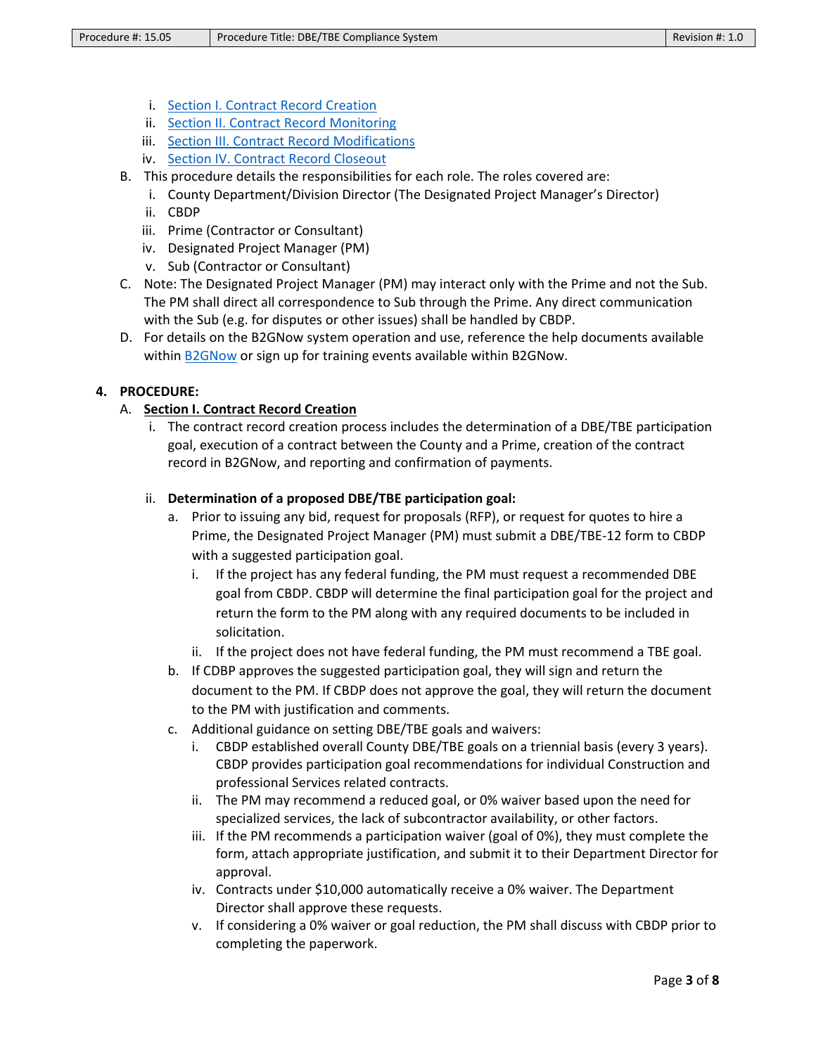i. [Section I. Contract Record Creation]
   ii. [Section II. Contract Record Monitoring]
   iii. [Section III. Contract Record Modifications]
   iv. [Section IV. Contract Record Closeout]

B. This procedure details the responsibilities for each role. The roles covered are:
   i. County Department/Division Director (The Designated Project Manager's Director)
   ii. CBDP
   iii. Prime (Contractor or Consultant)
   iv. Designated Project Manager (PM)
   v. Sub (Contractor or Consultant)

C. Note: The Designated Project Manager (PM) may interact only with the Prime and not the Sub. The PM shall direct all correspondence to Sub through the Prime. Any direct communication with the Sub (e.g. for disputes or other issues) shall be handled by CBDP.

D. For details on the B2GNow system operation and use, reference the help documents available within [B2GNow] or sign up for training events available within B2GNow.

## 4. PROCEDURE:

### A. Section I. Contract Record Creation

i. The contract record creation process includes the determination of a DBE/TBE participation goal, execution of a contract between the County and a Prime, creation of the contract record in B2GNow, and reporting and confirmation of payments.

ii. **Determination of a proposed DBE/TBE participation goal:**

   a. Prior to issuing any bid, request for proposals (RFP), or request for quotes to hire a Prime, the Designated Project Manager (PM) must submit a DBE/TBE-12 form to CBDP with a suggested participation goal.
      i. If the project has any federal funding, the PM must request a recommended DBE goal from CBDP. CBDP will determine the final participation goal for the project and return the form to the PM along with any required documents to be included in solicitation.
      ii. If the project does not have federal funding, the PM must recommend a TBE goal.

   b. If CDBP approves the suggested participation goal, they will sign and return the document to the PM. If CBDP does not approve the goal, they will return the document to the PM with justification and comments.

   c. Additional guidance on setting DBE/TBE goals and waivers:
      i. CBDP established overall County DBE/TBE goals on a triennial basis (every 3 years). CBDP provides participation goal recommendations for individual Construction and professional Services related contracts.
      ii. The PM may recommend a reduced goal, or 0% waiver based upon the need for specialized services, the lack of subcontractor availability, or other factors.
      iii. If the PM recommends a participation waiver (goal of 0%), they must complete the form, attach appropriate justification, and submit it to their Department Director for approval.
      iv. Contracts under $10,000 automatically receive a 0% waiver. The Department Director shall approve these requests.
      v. If considering a 0% waiver or goal reduction, the PM shall discuss with CBDP prior to completing the paperwork.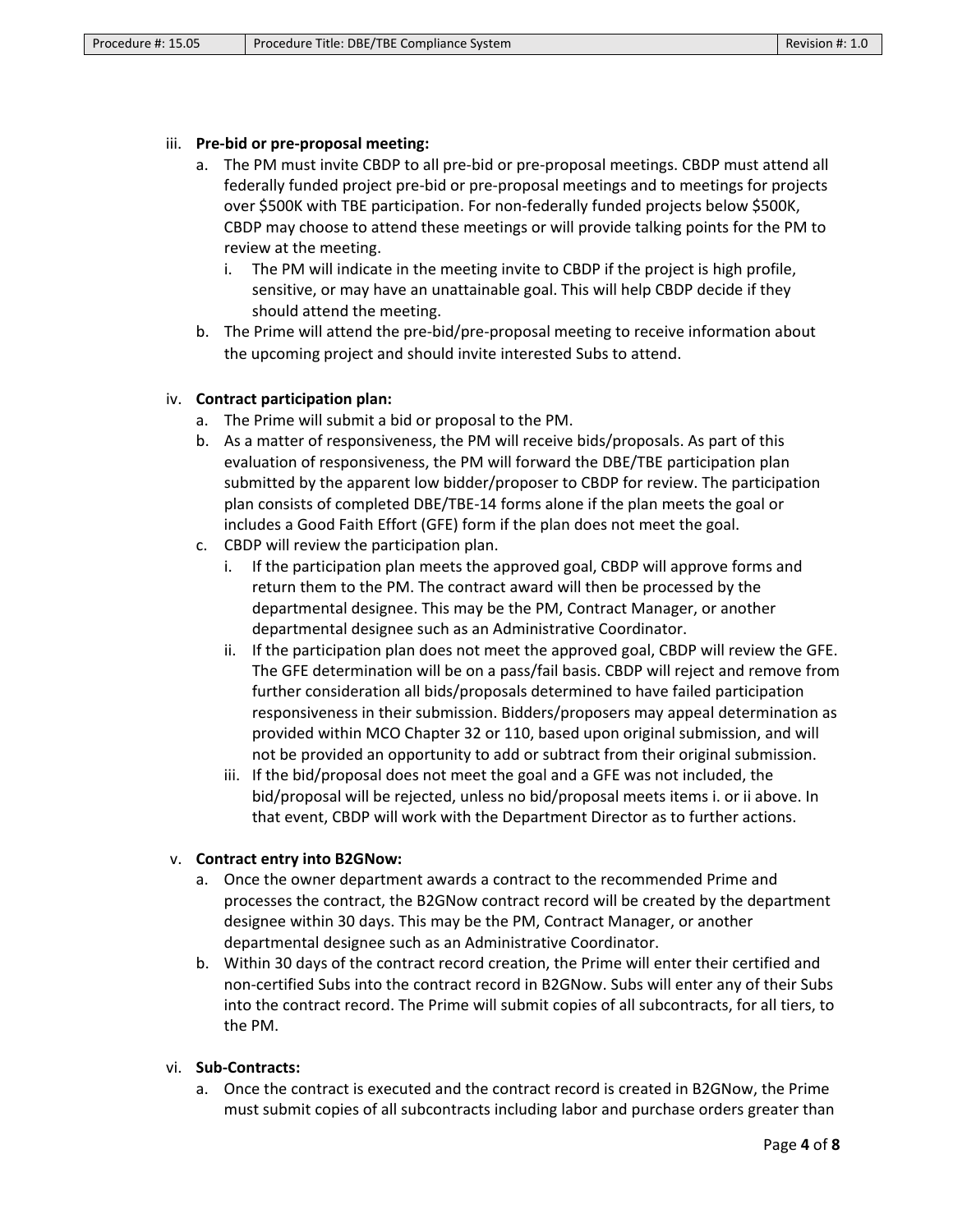iii. **Pre-bid or pre-proposal meeting:**

   a. The PM must invite CBDP to all pre-bid or pre-proposal meetings. CBDP must attend all federally funded project pre-bid or pre-proposal meetings and to meetings for projects over $500K with TBE participation. For non-federally funded projects below $500K, CBDP may choose to attend these meetings or will provide talking points for the PM to review at the meeting.

      i. The PM will indicate in the meeting invite to CBDP if the project is high profile, sensitive, or may have an unattainable goal. This will help CBDP decide if they should attend the meeting.

   b. The Prime will attend the pre-bid/pre-proposal meeting to receive information about the upcoming project and should invite interested Subs to attend.

iv. **Contract participation plan:**

   a. The Prime will submit a bid or proposal to the PM.

   b. As a matter of responsiveness, the PM will receive bids/proposals. As part of this evaluation of responsiveness, the PM will forward the DBE/TBE participation plan submitted by the apparent low bidder/proposer to CBDP for review. The participation plan consists of completed DBE/TBE-14 forms alone if the plan meets the goal or includes a Good Faith Effort (GFE) form if the plan does not meet the goal.

   c. CBDP will review the participation plan.

      i. If the participation plan meets the approved goal, CBDP will approve forms and return them to the PM. The contract award will then be processed by the departmental designee. This may be the PM, Contract Manager, or another departmental designee such as an Administrative Coordinator.

      ii. If the participation plan does not meet the approved goal, CBDP will review the GFE. The GFE determination will be on a pass/fail basis. CBDP will reject and remove from further consideration all bids/proposals determined to have failed participation responsiveness in their submission. Bidders/proposers may appeal determination as provided within MCO Chapter 32 or 110, based upon original submission, and will not be provided an opportunity to add or subtract from their original submission.

      iii. If the bid/proposal does not meet the goal and a GFE was not included, the bid/proposal will be rejected, unless no bid/proposal meets items i. or ii above. In that event, CBDP will work with the Department Director as to further actions.

v. **Contract entry into B2GNow:**

   a. Once the owner department awards a contract to the recommended Prime and processes the contract, the B2GNow contract record will be created by the department designee within 30 days. This may be the PM, Contract Manager, or another departmental designee such as an Administrative Coordinator.

   b. Within 30 days of the contract record creation, the Prime will enter their certified and non-certified Subs into the contract record in B2GNow. Subs will enter any of their Subs into the contract record. The Prime will submit copies of all subcontracts, for all tiers, to the PM.

vi. **Sub-Contracts:**

   a. Once the contract is executed and the contract record is created in B2GNow, the Prime must submit copies of all subcontracts including labor and purchase orders greater than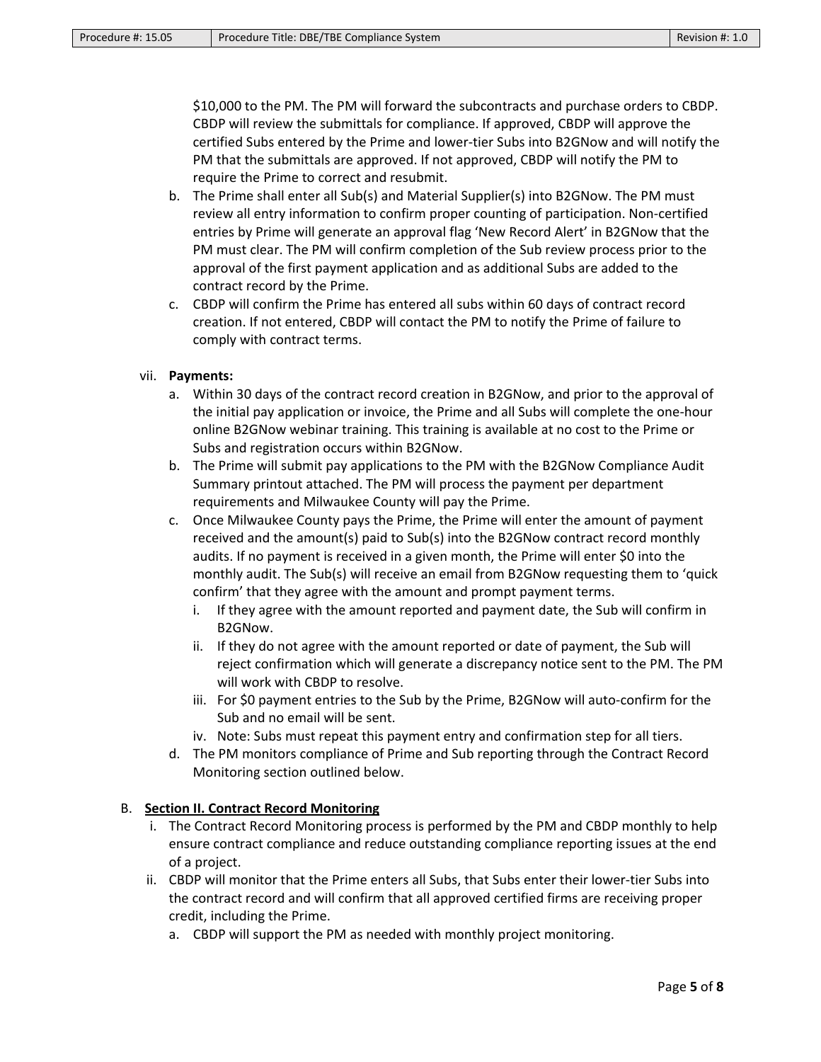$10,000 to the PM. The PM will forward the subcontracts and purchase orders to CBDP. CBDP will review the submittals for compliance. If approved, CBDP will approve the certified Subs entered by the Prime and lower-tier Subs into B2GNow and will notify the PM that the submittals are approved. If not approved, CBDP will notify the PM to require the Prime to correct and resubmit.

b. The Prime shall enter all Sub(s) and Material Supplier(s) into B2GNow. The PM must review all entry information to confirm proper counting of participation. Non-certified entries by Prime will generate an approval flag 'New Record Alert' in B2GNow that the PM must clear. The PM will confirm completion of the Sub review process prior to the approval of the first payment application and as additional Subs are added to the contract record by the Prime.

c. CBDP will confirm the Prime has entered all subs within 60 days of contract record creation. If not entered, CBDP will contact the PM to notify the Prime of failure to comply with contract terms.

vii. **Payments:**

a. Within 30 days of the contract record creation in B2GNow, and prior to the approval of the initial pay application or invoice, the Prime and all Subs will complete the one-hour online B2GNow webinar training. This training is available at no cost to the Prime or Subs and registration occurs within B2GNow.

b. The Prime will submit pay applications to the PM with the B2GNow Compliance Audit Summary printout attached. The PM will process the payment per department requirements and Milwaukee County will pay the Prime.

c. Once Milwaukee County pays the Prime, the Prime will enter the amount of payment received and the amount(s) paid to Sub(s) into the B2GNow contract record monthly audits. If no payment is received in a given month, the Prime will enter $0 into the monthly audit. The Sub(s) will receive an email from B2GNow requesting them to 'quick confirm' that they agree with the amount and prompt payment terms.

   i. If they agree with the amount reported and payment date, the Sub will confirm in B2GNow.
   
   ii. If they do not agree with the amount reported or date of payment, the Sub will reject confirmation which will generate a discrepancy notice sent to the PM. The PM will work with CBDP to resolve.
   
   iii. For $0 payment entries to the Sub by the Prime, B2GNow will auto-confirm for the Sub and no email will be sent.
   
   iv. Note: Subs must repeat this payment entry and confirmation step for all tiers.

d. The PM monitors compliance of Prime and Sub reporting through the Contract Record Monitoring section outlined below.

B. **Section II. Contract Record Monitoring**

i. The Contract Record Monitoring process is performed by the PM and CBDP monthly to help ensure contract compliance and reduce outstanding compliance reporting issues at the end of a project.

ii. CBDP will monitor that the Prime enters all Subs, that Subs enter their lower-tier Subs into the contract record and will confirm that all approved certified firms are receiving proper credit, including the Prime.

   a. CBDP will support the PM as needed with monthly project monitoring.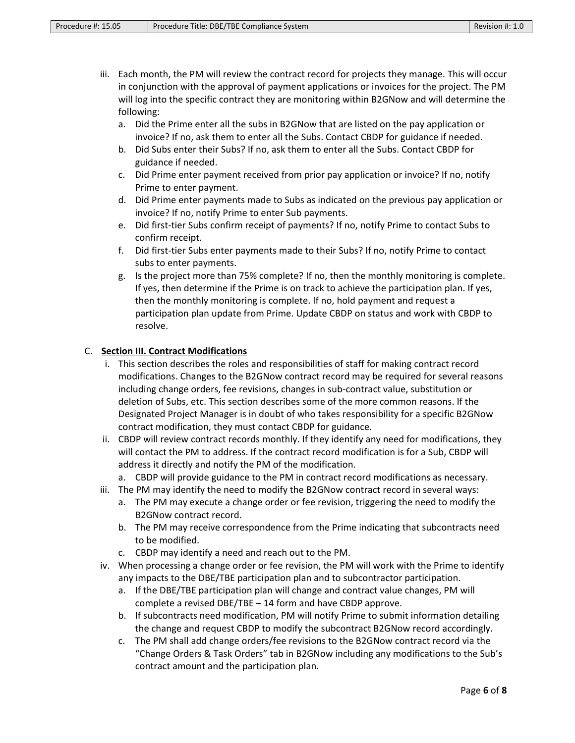iii. Each month, the PM will review the contract record for projects they manage. This will occur in conjunction with the approval of payment applications or invoices for the project. The PM will log into the specific contract they are monitoring within B2GNow and will determine the following:

   a. Did the Prime enter all the subs in B2GNow that are listed on the pay application or invoice? If no, ask them to enter all the Subs. Contact CBDP for guidance if needed.
   b. Did Subs enter their Subs? If no, ask them to enter all the Subs. Contact CBDP for guidance if needed.
   c. Did Prime enter payment received from prior pay application or invoice? If no, notify Prime to enter payment.
   d. Did Prime enter payments made to Subs as indicated on the previous pay application or invoice? If no, notify Prime to enter Sub payments.
   e. Did first-tier Subs confirm receipt of payments? If no, notify Prime to contact Subs to confirm receipt.
   f. Did first-tier Subs enter payments made to their Subs? If no, notify Prime to contact subs to enter payments.
   g. Is the project more than 75% complete? If no, then the monthly monitoring is complete. If yes, then determine if the Prime is on track to achieve the participation plan. If yes, then the monthly monitoring is complete. If no, hold payment and request a participation plan update from Prime. Update CBDP on status and work with CBDP to resolve.

C. **Section III. Contract Modifications**

i. This section describes the roles and responsibilities of staff for making contract record modifications. Changes to the B2GNow contract record may be required for several reasons including change orders, fee revisions, changes in sub-contract value, substitution or deletion of Subs, etc. This section describes some of the more common reasons. If the Designated Project Manager is in doubt of who takes responsibility for a specific B2GNow contract modification, they must contact CBDP for guidance.

ii. CBDP will review contract records monthly. If they identify any need for modifications, they will contact the PM to address. If the contract record modification is for a Sub, CBDP will address it directly and notify the PM of the modification.

   a. CBDP will provide guidance to the PM in contract record modifications as necessary.

iii. The PM may identify the need to modify the B2GNow contract record in several ways:

   a. The PM may execute a change order or fee revision, triggering the need to modify the B2GNow contract record.
   b. The PM may receive correspondence from the Prime indicating that subcontracts need to be modified.
   c. CBDP may identify a need and reach out to the PM.

iv. When processing a change order or fee revision, the PM will work with the Prime to identify any impacts to the DBE/TBE participation plan and to subcontractor participation.

   a. If the DBE/TBE participation plan will change and contract value changes, PM will complete a revised DBE/TBE – 14 form and have CBDP approve.
   b. If subcontracts need modification, PM will notify Prime to submit information detailing the change and request CBDP to modify the subcontract B2GNow record accordingly.
   c. The PM shall add change orders/fee revisions to the B2GNow contract record via the "Change Orders & Task Orders" tab in B2GNow including any modifications to the Sub's contract amount and the participation plan.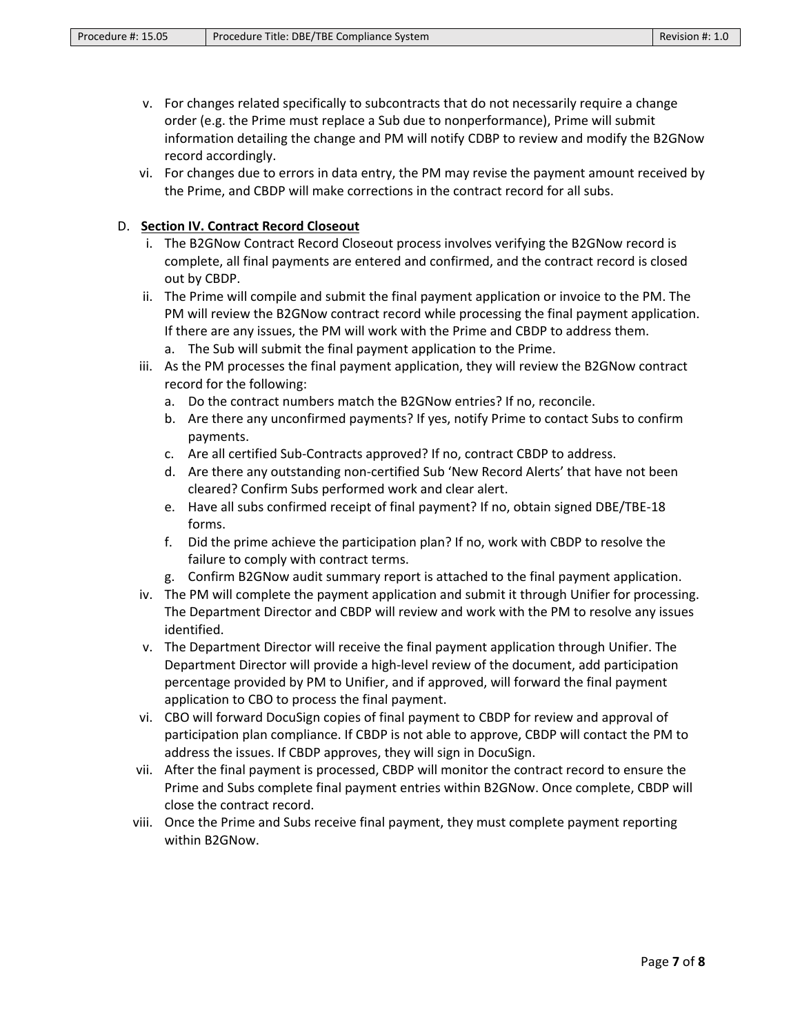v. For changes related specifically to subcontracts that do not necessarily require a change order (e.g. the Prime must replace a Sub due to nonperformance), Prime will submit information detailing the change and PM will notify CDBP to review and modify the B2GNow record accordingly.

vi. For changes due to errors in data entry, the PM may revise the payment amount received by the Prime, and CBDP will make corrections in the contract record for all subs.

D. **<u>Section IV. Contract Record Closeout</u>**

i. The B2GNow Contract Record Closeout process involves verifying the B2GNow record is complete, all final payments are entered and confirmed, and the contract record is closed out by CBDP.

ii. The Prime will compile and submit the final payment application or invoice to the PM. The PM will review the B2GNow contract record while processing the final payment application. If there are any issues, the PM will work with the Prime and CBDP to address them.

   a. The Sub will submit the final payment application to the Prime.

iii. As the PM processes the final payment application, they will review the B2GNow contract record for the following:

   a. Do the contract numbers match the B2GNow entries? If no, reconcile.
   b. Are there any unconfirmed payments? If yes, notify Prime to contact Subs to confirm payments.
   c. Are all certified Sub-Contracts approved? If no, contract CBDP to address.
   d. Are there any outstanding non-certified Sub 'New Record Alerts' that have not been cleared? Confirm Subs performed work and clear alert.
   e. Have all subs confirmed receipt of final payment? If no, obtain signed DBE/TBE-18 forms.
   f. Did the prime achieve the participation plan? If no, work with CBDP to resolve the failure to comply with contract terms.
   g. Confirm B2GNow audit summary report is attached to the final payment application.

iv. The PM will complete the payment application and submit it through Unifier for processing. The Department Director and CBDP will review and work with the PM to resolve any issues identified.

v. The Department Director will receive the final payment application through Unifier. The Department Director will provide a high-level review of the document, add participation percentage provided by PM to Unifier, and if approved, will forward the final payment application to CBO to process the final payment.

vi. CBO will forward DocuSign copies of final payment to CBDP for review and approval of participation plan compliance. If CBDP is not able to approve, CBDP will contact the PM to address the issues. If CBDP approves, they will sign in DocuSign.

vii. After the final payment is processed, CBDP will monitor the contract record to ensure the Prime and Subs complete final payment entries within B2GNow. Once complete, CBDP will close the contract record.

viii. Once the Prime and Subs receive final payment, they must complete payment reporting within B2GNow.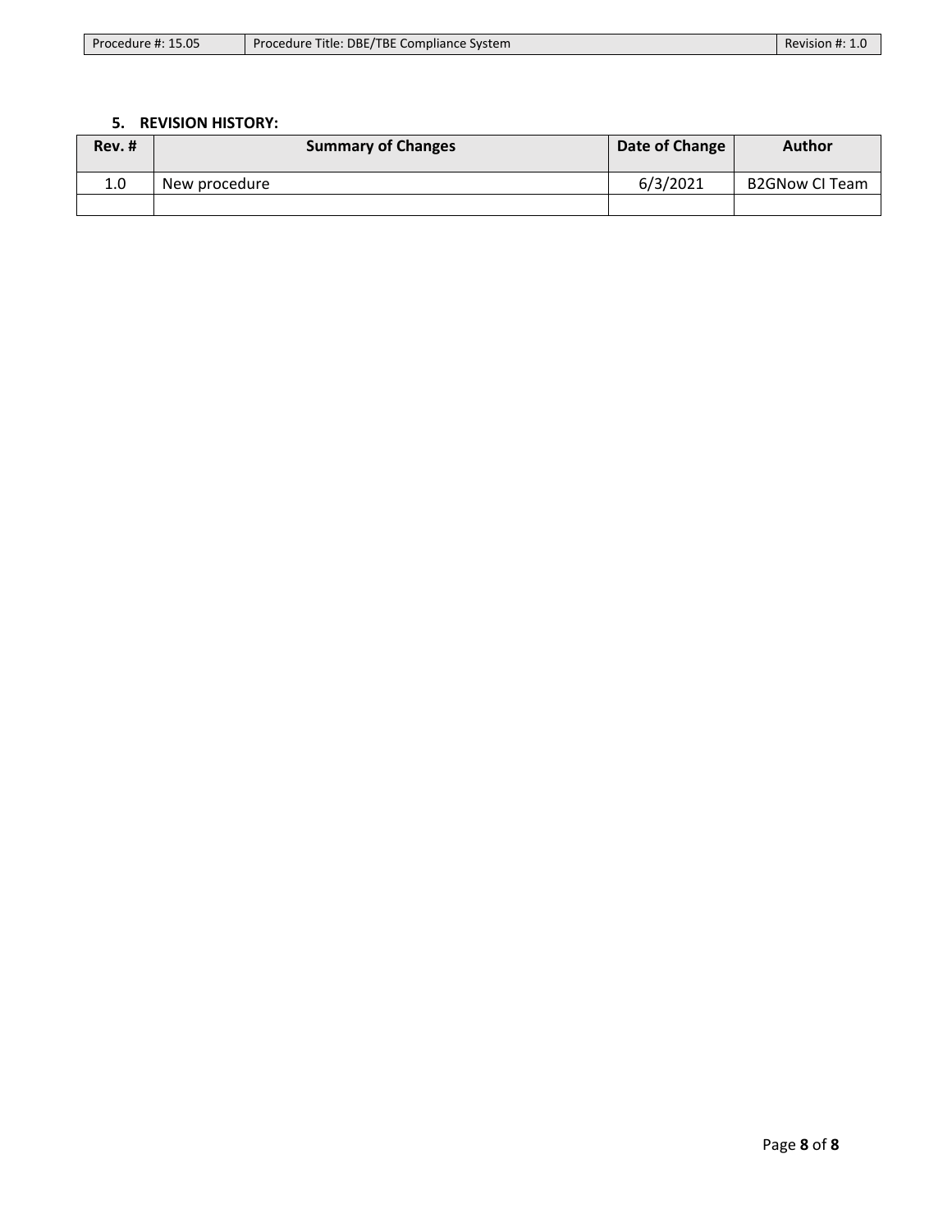## 5. REVISION HISTORY:

| Rev. # | Summary of Changes | Date of Change | Author |
|---|---|---|---|
| 1.0 | New procedure | 6/3/2021 | B2GNow CI Team |
| | | | |